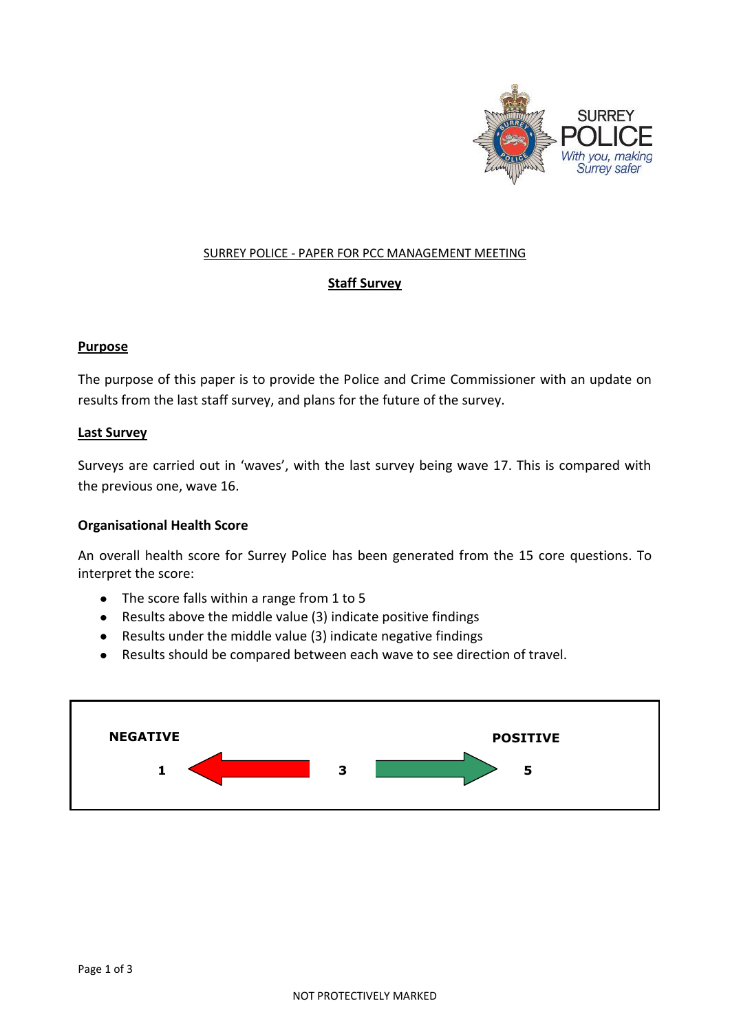SURREY POLICE - PAPER FOR PCC MANAGEMENT MEETING

# Staff Survey

## Purpose

The purpose of this paper is to provide the Police and Crime Commissioner with an update on results from the last staff survey, and plans for the future of the survey.

## Last Survey

Surveys are carried out in 'waves', with the last survey being wave 17. This is compared with the previous one, wave 16.

### Organisational Health Score

An overall health score for Surrey Police has been generated from the 15 core questions. To interpret the score:

- The score falls within a range from 1 to 5
- Results above the middle value (3) indicate positive findings
- Results under the middle value (3) indicate negative findings
- Results should be compared between each wave to see direction of travel.

| NEGATIVE | | | POSITIVE |
|---|---|---|---|
| 1 ← | 3 | → | 5 |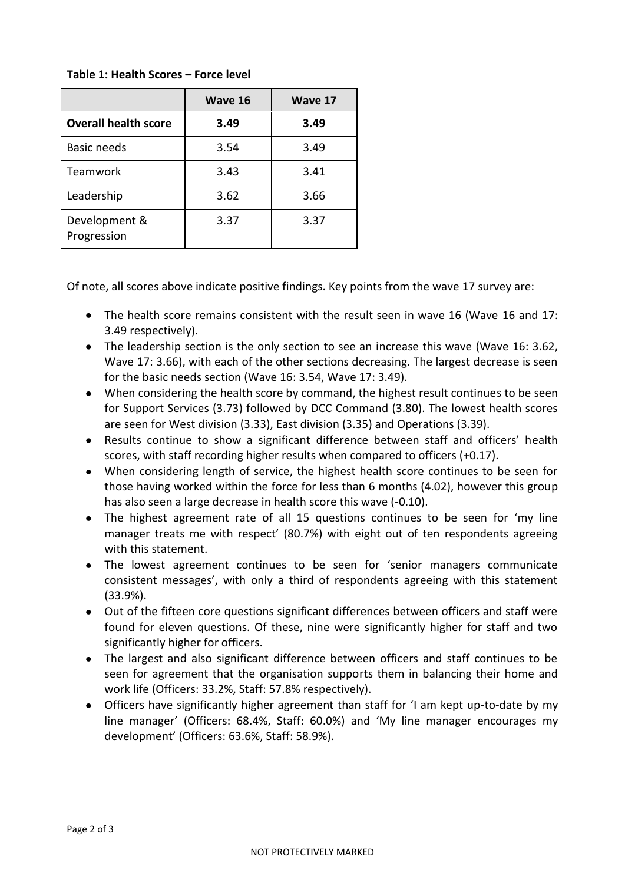**Table 1: Health Scores – Force level**

| | Wave 16 | Wave 17 |
|---|---|---|
| **Overall health score** | **3.49** | **3.49** |
| Basic needs | 3.54 | 3.49 |
| Teamwork | 3.43 | 3.41 |
| Leadership | 3.62 | 3.66 |
| Development & Progression | 3.37 | 3.37 |

Of note, all scores above indicate positive findings. Key points from the wave 17 survey are:

- The health score remains consistent with the result seen in wave 16 (Wave 16 and 17: 3.49 respectively).
- The leadership section is the only section to see an increase this wave (Wave 16: 3.62, Wave 17: 3.66), with each of the other sections decreasing. The largest decrease is seen for the basic needs section (Wave 16: 3.54, Wave 17: 3.49).
- When considering the health score by command, the highest result continues to be seen for Support Services (3.73) followed by DCC Command (3.80). The lowest health scores are seen for West division (3.33), East division (3.35) and Operations (3.39).
- Results continue to show a significant difference between staff and officers' health scores, with staff recording higher results when compared to officers (+0.17).
- When considering length of service, the highest health score continues to be seen for those having worked within the force for less than 6 months (4.02), however this group has also seen a large decrease in health score this wave (-0.10).
- The highest agreement rate of all 15 questions continues to be seen for 'my line manager treats me with respect' (80.7%) with eight out of ten respondents agreeing with this statement.
- The lowest agreement continues to be seen for 'senior managers communicate consistent messages', with only a third of respondents agreeing with this statement (33.9%).
- Out of the fifteen core questions significant differences between officers and staff were found for eleven questions. Of these, nine were significantly higher for staff and two significantly higher for officers.
- The largest and also significant difference between officers and staff continues to be seen for agreement that the organisation supports them in balancing their home and work life (Officers: 33.2%, Staff: 57.8% respectively).
- Officers have significantly higher agreement than staff for 'I am kept up-to-date by my line manager' (Officers: 68.4%, Staff: 60.0%) and 'My line manager encourages my development' (Officers: 63.6%, Staff: 58.9%).

NOT PROTECTIVELY MARKED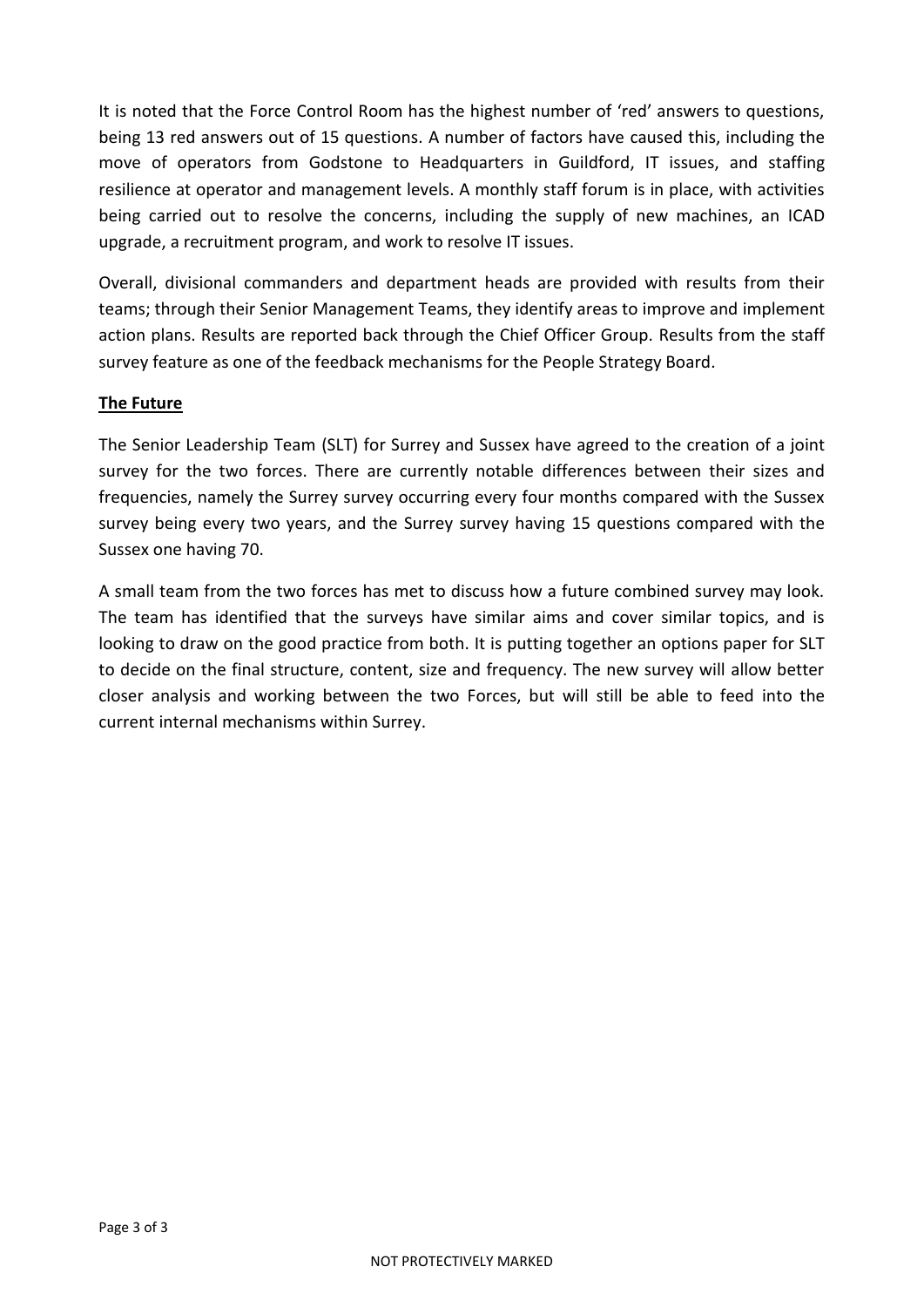It is noted that the Force Control Room has the highest number of 'red' answers to questions, being 13 red answers out of 15 questions. A number of factors have caused this, including the move of operators from Godstone to Headquarters in Guildford, IT issues, and staffing resilience at operator and management levels. A monthly staff forum is in place, with activities being carried out to resolve the concerns, including the supply of new machines, an ICAD upgrade, a recruitment program, and work to resolve IT issues.

Overall, divisional commanders and department heads are provided with results from their teams; through their Senior Management Teams, they identify areas to improve and implement action plans. Results are reported back through the Chief Officer Group. Results from the staff survey feature as one of the feedback mechanisms for the People Strategy Board.

## The Future

The Senior Leadership Team (SLT) for Surrey and Sussex have agreed to the creation of a joint survey for the two forces. There are currently notable differences between their sizes and frequencies, namely the Surrey survey occurring every four months compared with the Sussex survey being every two years, and the Surrey survey having 15 questions compared with the Sussex one having 70.

A small team from the two forces has met to discuss how a future combined survey may look. The team has identified that the surveys have similar aims and cover similar topics, and is looking to draw on the good practice from both. It is putting together an options paper for SLT to decide on the final structure, content, size and frequency. The new survey will allow better closer analysis and working between the two Forces, but will still be able to feed into the current internal mechanisms within Surrey.